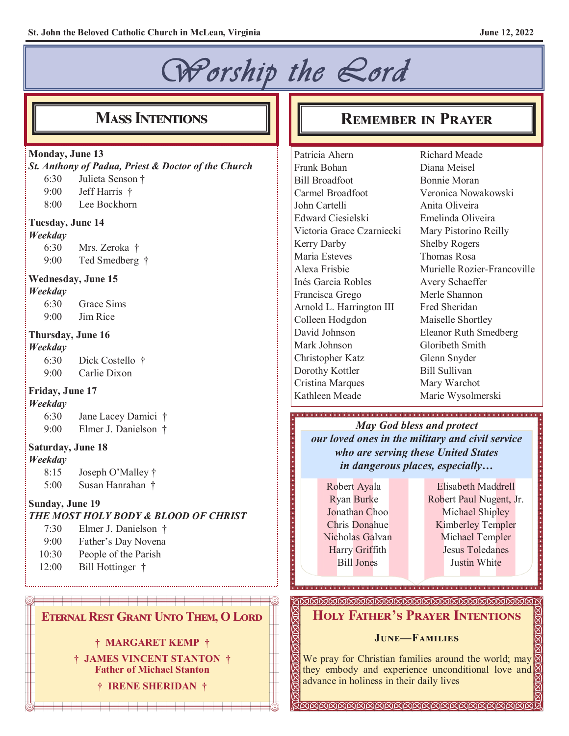# Worship the Lord

## Mass Intentions

**Monday, June 13**
***St. Anthony of Padua, Priest & Doctor of the Church***

| | |
|---|---|
| 6:30 | Julieta Senson † |
| 9:00 | Jeff Harris † |
| 8:00 | Lee Bockhorn |

**Tuesday, June 14**
***Weekday***

| | |
|---|---|
| 6:30 | Mrs. Zeroka † |
| 9:00 | Ted Smedberg † |

**Wednesday, June 15**
***Weekday***

| | |
|---|---|
| 6:30 | Grace Sims |
| 9:00 | Jim Rice |

**Thursday, June 16**
***Weekday***

| | |
|---|---|
| 6:30 | Dick Costello † |
| 9:00 | Carlie Dixon |

**Friday, June 17**
***Weekday***

| | |
|---|---|
| 6:30 | Jane Lacey Damici † |
| 9:00 | Elmer J. Danielson † |

**Saturday, June 18**
***Weekday***

| | |
|---|---|
| 8:15 | Joseph O'Malley † |
| 5:00 | Susan Hanrahan † |

**Sunday, June 19**
***THE MOST HOLY BODY & BLOOD OF CHRIST***

| | |
|---|---|
| 7:30 | Elmer J. Danielson † |
| 9:00 | Father's Day Novena |
| 10:30 | People of the Parish |
| 12:00 | Bill Hottinger † |

## Eternal Rest Grant Unto Them, O Lord

**† MARGARET KEMP †**

**† JAMES VINCENT STANTON †**
**Father of Michael Stanton**

**† IRENE SHERIDAN †**

## Remember in Prayer

Patricia Ahern
Frank Bohan
Bill Broadfoot
Carmel Broadfoot
John Cartelli
Edward Ciesielski
Victoria Grace Czarniecki
Kerry Darby
Maria Esteves
Alexa Frisbie
Inés Garcia Robles
Francisca Grego
Arnold L. Harrington III
Colleen Hodgdon
David Johnson
Mark Johnson
Christopher Katz
Dorothy Kottler
Cristina Marques
Kathleen Meade
Richard Meade
Diana Meisel
Bonnie Moran
Veronica Nowakowski
Anita Oliveira
Emelinda Oliveira
Mary Pistorino Reilly
Shelby Rogers
Thomas Rosa
Murielle Rozier-Francoville
Avery Schaeffer
Merle Shannon
Fred Sheridan
Maiselle Shortley
Eleanor Ruth Smedberg
Gloribeth Smith
Glenn Snyder
Bill Sullivan
Mary Warchot
Marie Wysolmerski

***May God bless and protect our loved ones in the military and civil service who are serving these United States in dangerous places, especially…***

Robert Ayala
Ryan Burke
Jonathan Choo
Chris Donahue
Nicholas Galvan
Harry Griffith
Bill Jones
Elisabeth Maddrell
Robert Paul Nugent, Jr.
Michael Shipley
Kimberley Templer
Michael Templer
Jesus Toledanes
Justin White

## Holy Father's Prayer Intentions

**June—Families**

We pray for Christian families around the world; may they embody and experience unconditional love and advance in holiness in their daily lives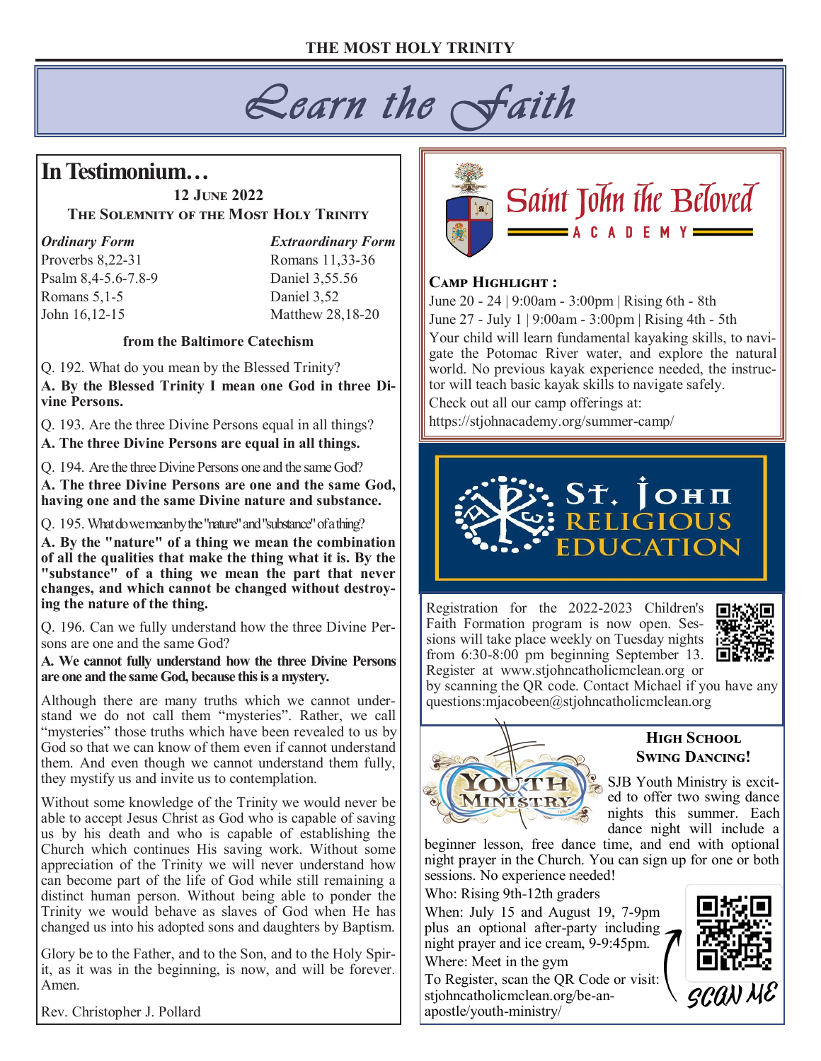THE MOST HOLY TRINITY

# Learn the Faith

## In Testimonium…

**12 June 2022**

**The Solemnity of the Most Holy Trinity**

| *Ordinary Form* | *Extraordinary Form* |
|---|---|
| Proverbs 8,22-31 | Romans 11,33-36 |
| Psalm 8,4-5.6-7.8-9 | Daniel 3,55.56 |
| Romans 5,1-5 | Daniel 3,52 |
| John 16,12-15 | Matthew 28,18-20 |

**from the Baltimore Catechism**

Q. 192. What do you mean by the Blessed Trinity?

**A. By the Blessed Trinity I mean one God in three Divine Persons.**

Q. 193. Are the three Divine Persons equal in all things?

**A. The three Divine Persons are equal in all things.**

Q. 194. Are the three Divine Persons one and the same God?

**A. The three Divine Persons are one and the same God, having one and the same Divine nature and substance.**

Q. 195. What do we mean by the "nature" and "substance" of a thing?

**A. By the "nature" of a thing we mean the combination of all the qualities that make the thing what it is. By the "substance" of a thing we mean the part that never changes, and which cannot be changed without destroying the nature of the thing.**

Q. 196. Can we fully understand how the three Divine Persons are one and the same God?

**A. We cannot fully understand how the three Divine Persons are one and the same God, because this is a mystery.**

Although there are many truths which we cannot understand we do not call them "mysteries". Rather, we call "mysteries" those truths which have been revealed to us by God so that we can know of them even if cannot understand them. And even though we cannot understand them fully, they mystify us and invite us to contemplation.

Without some knowledge of the Trinity we would never be able to accept Jesus Christ as God who is capable of saving us by his death and who is capable of establishing the Church which continues His saving work. Without some appreciation of the Trinity we will never understand how can become part of the life of God while still remaining a distinct human person. Without being able to ponder the Trinity we would behave as slaves of God when He has changed us into his adopted sons and daughters by Baptism.

Glory be to the Father, and to the Son, and to the Holy Spirit, as it was in the beginning, is now, and will be forever. Amen.

Rev. Christopher J. Pollard

## Saint John the Beloved Academy

**Camp Highlight :**

June 20 - 24 | 9:00am - 3:00pm | Rising 6th - 8th

June 27 - July 1 | 9:00am - 3:00pm | Rising 4th - 5th

Your child will learn fundamental kayaking skills, to navigate the Potomac River water, and explore the natural world. No previous kayak experience needed, the instructor will teach basic kayak skills to navigate safely.

Check out all our camp offerings at:
https://stjohnacademy.org/summer-camp/

## St. John Religious Education

Registration for the 2022-2023 Children's Faith Formation program is now open. Sessions will take place weekly on Tuesday nights from 6:30-8:00 pm beginning September 13. Register at www.stjohncatholicmclean.org or by scanning the QR code. Contact Michael if you have any questions:mjacobeen@stjohncatholicmclean.org

## Youth Ministry

**High School Swing Dancing!**

SJB Youth Ministry is excited to offer two swing dance nights this summer. Each dance night will include a beginner lesson, free dance time, and end with optional night prayer in the Church. You can sign up for one or both sessions. No experience needed!

Who: Rising 9th-12th graders

When: July 15 and August 19, 7-9pm plus an optional after-party including night prayer and ice cream, 9-9:45pm.

Where: Meet in the gym

To Register, scan the QR Code or visit: stjohncatholicmclean.org/be-an-apostle/youth-ministry/

SCAN ME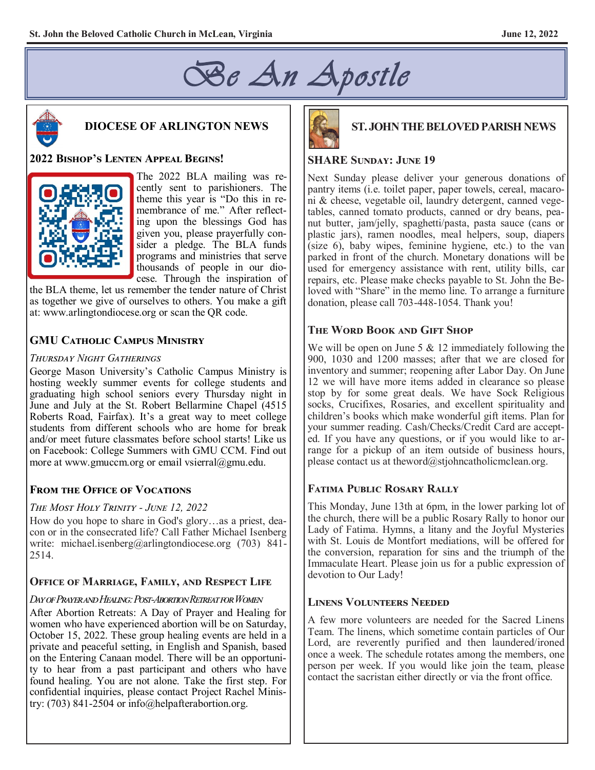# Be An Apostle

## DIOCESE OF ARLINGTON NEWS

### 2022 Bishop's Lenten Appeal Begins!

The 2022 BLA mailing was recently sent to parishioners. The theme this year is "Do this in remembrance of me." After reflecting upon the blessings God has given you, please prayerfully consider a pledge. The BLA funds programs and ministries that serve thousands of people in our diocese. Through the inspiration of the BLA theme, let us remember the tender nature of Christ as together we give of ourselves to others. You make a gift at: www.arlingtondiocese.org or scan the QR code.

### GMU Catholic Campus Ministry

*Thursday Night Gatherings*

George Mason University's Catholic Campus Ministry is hosting weekly summer events for college students and graduating high school seniors every Thursday night in June and July at the St. Robert Bellarmine Chapel (4515 Roberts Road, Fairfax). It's a great way to meet college students from different schools who are home for break and/or meet future classmates before school starts! Like us on Facebook: College Summers with GMU CCM. Find out more at www.gmuccm.org or email vsierral@gmu.edu.

### From the Office of Vocations

*The Most Holy Trinity - June 12, 2022*

How do you hope to share in God's glory…as a priest, deacon or in the consecrated life? Call Father Michael Isenberg write: michael.isenberg@arlingtondiocese.org (703) 841-2514.

### Office of Marriage, Family, and Respect Life

*Day of Prayer and Healing: Post-Abortion Retreat for Women*

After Abortion Retreats: A Day of Prayer and Healing for women who have experienced abortion will be on Saturday, October 15, 2022. These group healing events are held in a private and peaceful setting, in English and Spanish, based on the Entering Canaan model. There will be an opportunity to hear from a past participant and others who have found healing. You are not alone. Take the first step. For confidential inquiries, please contact Project Rachel Ministry: (703) 841-2504 or info@helpafterabortion.org.

## ST. JOHN THE BELOVED PARISH NEWS

### SHARE Sunday: June 19

Next Sunday please deliver your generous donations of pantry items (i.e. toilet paper, paper towels, cereal, macaroni & cheese, vegetable oil, laundry detergent, canned vegetables, canned tomato products, canned or dry beans, peanut butter, jam/jelly, spaghetti/pasta, pasta sauce (cans or plastic jars), ramen noodles, meal helpers, soup, diapers (size 6), baby wipes, feminine hygiene, etc.) to the van parked in front of the church. Monetary donations will be used for emergency assistance with rent, utility bills, car repairs, etc. Please make checks payable to St. John the Beloved with "Share" in the memo line. To arrange a furniture donation, please call 703-448-1054. Thank you!

### The Word Book and Gift Shop

We will be open on June 5 & 12 immediately following the 900, 1030 and 1200 masses; after that we are closed for inventory and summer; reopening after Labor Day. On June 12 we will have more items added in clearance so please stop by for some great deals. We have Sock Religious socks, Crucifixes, Rosaries, and excellent spirituality and children's books which make wonderful gift items. Plan for your summer reading. Cash/Checks/Credit Card are accepted. If you have any questions, or if you would like to arrange for a pickup of an item outside of business hours, please contact us at theword@stjohncatholicmclean.org.

### Fatima Public Rosary Rally

This Monday, June 13th at 6pm, in the lower parking lot of the church, there will be a public Rosary Rally to honor our Lady of Fatima. Hymns, a litany and the Joyful Mysteries with St. Louis de Montfort mediations, will be offered for the conversion, reparation for sins and the triumph of the Immaculate Heart. Please join us for a public expression of devotion to Our Lady!

### Linens Volunteers Needed

A few more volunteers are needed for the Sacred Linens Team. The linens, which sometime contain particles of Our Lord, are reverently purified and then laundered/ironed once a week. The schedule rotates among the members, one person per week. If you would like join the team, please contact the sacristan either directly or via the front office.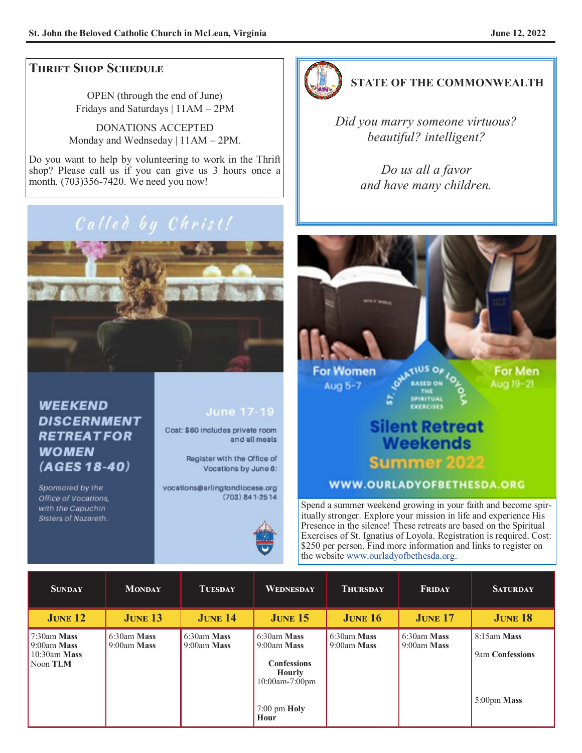## Thrift Shop Schedule

OPEN (through the end of June)
Fridays and Saturdays | 11AM – 2PM

DONATIONS ACCEPTED
Monday and Wednseday | 11AM – 2PM.

Do you want to help by volunteering to work in the Thrift shop? Please call us if you can give us 3 hours once a month. (703)356-7420. We need you now!

## STATE OF THE COMMONWEALTH

*Did you marry someone virtuous? beautiful? intelligent?*

*Do us all a favor and have many children.*

## Called by Christ!

**WEEKEND DISCERNMENT RETREAT FOR WOMEN (AGES 18-40)**

*Sponsored by the Office of Vocations, with the Capuchin Sisters of Nazareth.*

June 17-19

Cost: $60 includes private room and all meals

Register with the Office of Vocations by June 6:

vocations@arlingtondiocese.org
(703) 841-2514

## Silent Retreat Weekends Summer 2022

For Women Aug 5-7

For Men Aug 19-21

St. Ignatius of Loyola — Based on the Spiritual Exercises

WWW.OURLADYOFBETHESDA.ORG

Spend a summer weekend growing in your faith and become spiritually stronger. Explore your mission in life and experience His Presence in the silence! These retreats are based on the Spiritual Exercises of St. Ignatius of Loyola. Registration is required. Cost: $250 per person. Find more information and links to register on the website www.ourladyofbethesda.org.

| Sunday | Monday | Tuesday | Wednesday | Thursday | Friday | Saturday |
|---|---|---|---|---|---|---|
| **June 12** | **June 13** | **June 14** | **June 15** | **June 16** | **June 17** | **June 18** |
| 7:30am **Mass**<br>9:00am **Mass**<br>10:30am **Mass**<br>Noon **TLM** | 6:30am **Mass**<br>9:00am **Mass** | 6:30am **Mass**<br>9:00am **Mass** | 6:30am **Mass**<br>9:00am **Mass**<br><br>**Confessions Hourly**<br>10:00am-7:00pm<br><br>7:00 pm **Holy Hour** | 6:30am **Mass**<br>9:00am **Mass** | 6:30am **Mass**<br>9:00am **Mass** | 8:15am **Mass**<br><br>9am **Confessions**<br><br>5:00pm **Mass** |